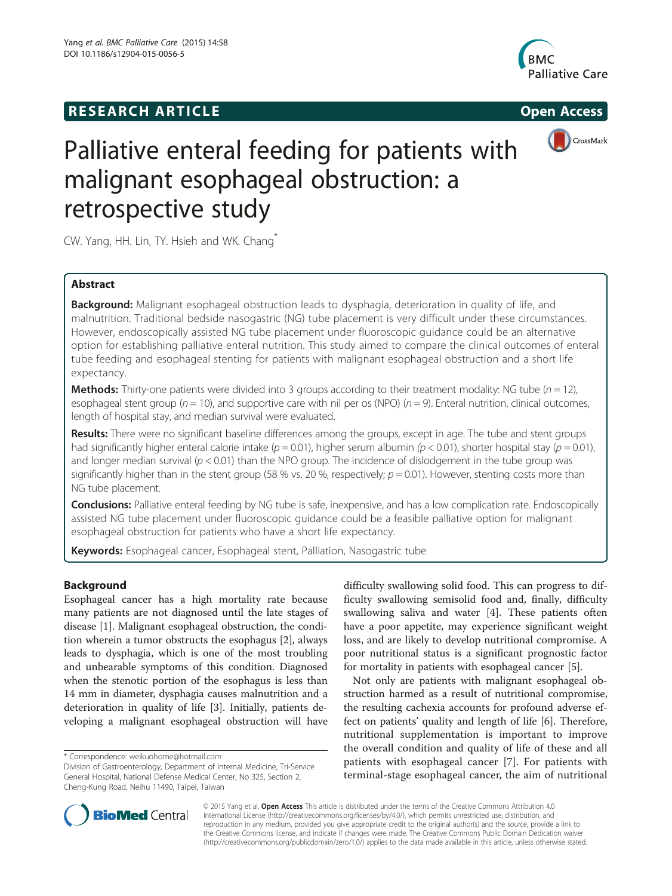RESEARCH ARTICLE

Open Access

# Palliative enteral feeding for patients with malignant esophageal obstruction: a retrospective study

CW. Yang, HH. Lin, TY. Hsieh and WK. Chang*

## Abstract

**Background:** Malignant esophageal obstruction leads to dysphagia, deterioration in quality of life, and malnutrition. Traditional bedside nasogastric (NG) tube placement is very difficult under these circumstances. However, endoscopically assisted NG tube placement under fluoroscopic guidance could be an alternative option for establishing palliative enteral nutrition. This study aimed to compare the clinical outcomes of enteral tube feeding and esophageal stenting for patients with malignant esophageal obstruction and a short life expectancy.

**Methods:** Thirty-one patients were divided into 3 groups according to their treatment modality: NG tube ($n = 12$), esophageal stent group ($n = 10$), and supportive care with nil per os (NPO) ($n = 9$). Enteral nutrition, clinical outcomes, length of hospital stay, and median survival were evaluated.

**Results:** There were no significant baseline differences among the groups, except in age. The tube and stent groups had significantly higher enteral calorie intake ($p = 0.01$), higher serum albumin ($p < 0.01$), shorter hospital stay ($p = 0.01$), and longer median survival ($p < 0.01$) than the NPO group. The incidence of dislodgement in the tube group was significantly higher than in the stent group (58 % vs. 20 %, respectively; $p = 0.01$). However, stenting costs more than NG tube placement.

**Conclusions:** Palliative enteral feeding by NG tube is safe, inexpensive, and has a low complication rate. Endoscopically assisted NG tube placement under fluoroscopic guidance could be a feasible palliative option for malignant esophageal obstruction for patients who have a short life expectancy.

**Keywords:** Esophageal cancer, Esophageal stent, Palliation, Nasogastric tube

## Background

Esophageal cancer has a high mortality rate because many patients are not diagnosed until the late stages of disease [1]. Malignant esophageal obstruction, the condition wherein a tumor obstructs the esophagus [2], always leads to dysphagia, which is one of the most troubling and unbearable symptoms of this condition. Diagnosed when the stenotic portion of the esophagus is less than 14 mm in diameter, dysphagia causes malnutrition and a deterioration in quality of life [3]. Initially, patients developing a malignant esophageal obstruction will have difficulty swallowing solid food. This can progress to difficulty swallowing semisolid food and, finally, difficulty swallowing saliva and water [4]. These patients often have a poor appetite, may experience significant weight loss, and are likely to develop nutritional compromise. A poor nutritional status is a significant prognostic factor for mortality in patients with esophageal cancer [5].

Not only are patients with malignant esophageal obstruction harmed as a result of nutritional compromise, the resulting cachexia accounts for profound adverse effect on patients' quality and length of life [6]. Therefore, nutritional supplementation is important to improve the overall condition and quality of life of these and all patients with esophageal cancer [7]. For patients with terminal-stage esophageal cancer, the aim of nutritional

* Correspondence: weikuohome@hotmail.com
Division of Gastroenterology, Department of Internal Medicine, Tri-Service General Hospital, National Defense Medical Center, No 325, Section 2, Cheng-Kung Road, Neihu 11490, Taipei, Taiwan

© 2015 Yang et al. **Open Access** This article is distributed under the terms of the Creative Commons Attribution 4.0 International License (http://creativecommons.org/licenses/by/4.0/), which permits unrestricted use, distribution, and reproduction in any medium, provided you give appropriate credit to the original author(s) and the source, provide a link to the Creative Commons license, and indicate if changes were made. The Creative Commons Public Domain Dedication waiver (http://creativecommons.org/publicdomain/zero/1.0/) applies to the data made available in this article, unless otherwise stated.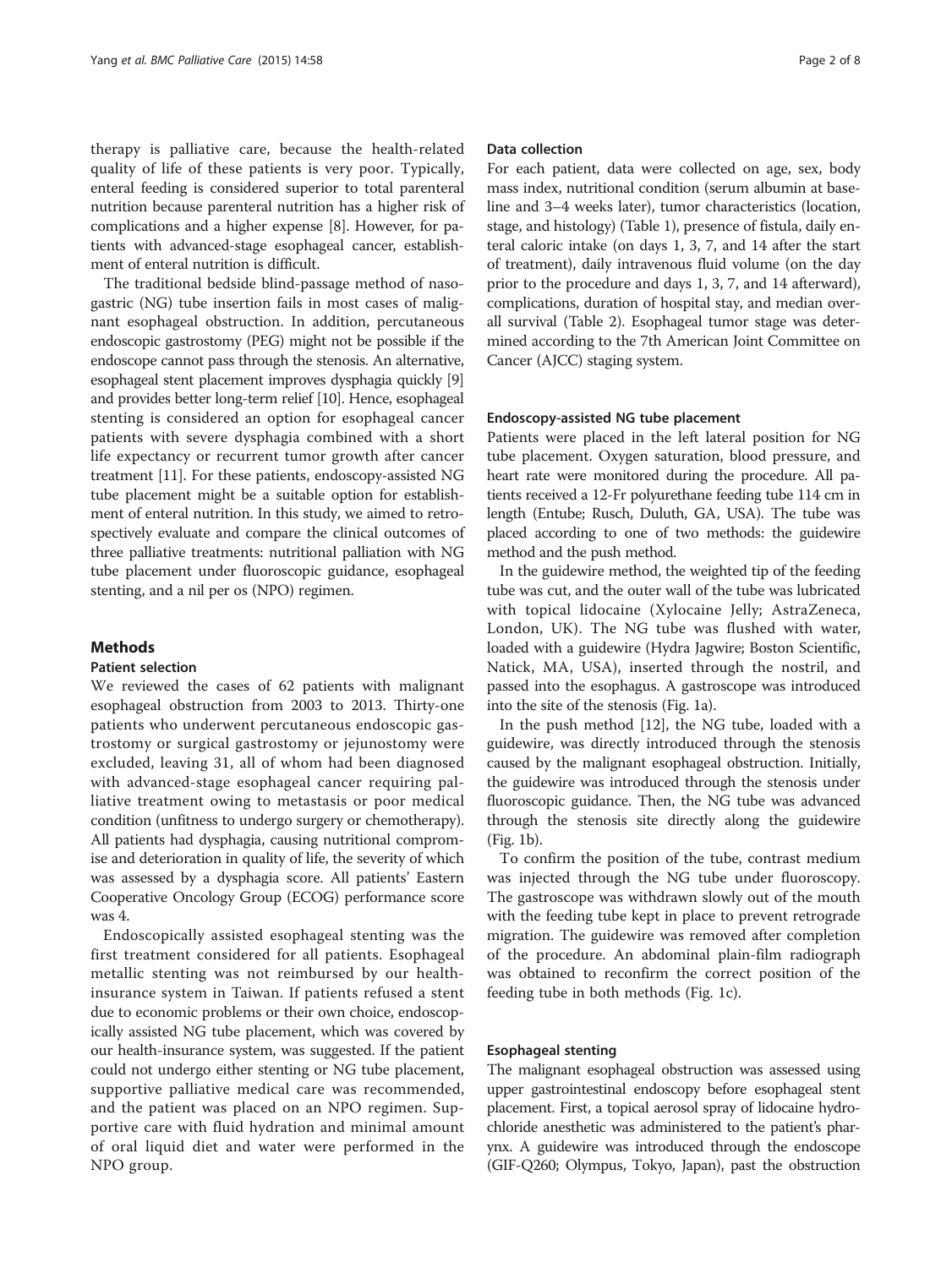therapy is palliative care, because the health-related quality of life of these patients is very poor. Typically, enteral feeding is considered superior to total parenteral nutrition because parenteral nutrition has a higher risk of complications and a higher expense [8]. However, for patients with advanced-stage esophageal cancer, establishment of enteral nutrition is difficult.

The traditional bedside blind-passage method of nasogastric (NG) tube insertion fails in most cases of malignant esophageal obstruction. In addition, percutaneous endoscopic gastrostomy (PEG) might not be possible if the endoscope cannot pass through the stenosis. An alternative, esophageal stent placement improves dysphagia quickly [9] and provides better long-term relief [10]. Hence, esophageal stenting is considered an option for esophageal cancer patients with severe dysphagia combined with a short life expectancy or recurrent tumor growth after cancer treatment [11]. For these patients, endoscopy-assisted NG tube placement might be a suitable option for establishment of enteral nutrition. In this study, we aimed to retrospectively evaluate and compare the clinical outcomes of three palliative treatments: nutritional palliation with NG tube placement under fluoroscopic guidance, esophageal stenting, and a nil per os (NPO) regimen.

## Methods

### Patient selection

We reviewed the cases of 62 patients with malignant esophageal obstruction from 2003 to 2013. Thirty-one patients who underwent percutaneous endoscopic gastrostomy or surgical gastrostomy or jejunostomy were excluded, leaving 31, all of whom had been diagnosed with advanced-stage esophageal cancer requiring palliative treatment owing to metastasis or poor medical condition (unfitness to undergo surgery or chemotherapy). All patients had dysphagia, causing nutritional compromise and deterioration in quality of life, the severity of which was assessed by a dysphagia score. All patients' Eastern Cooperative Oncology Group (ECOG) performance score was 4.

Endoscopically assisted esophageal stenting was the first treatment considered for all patients. Esophageal metallic stenting was not reimbursed by our health-insurance system in Taiwan. If patients refused a stent due to economic problems or their own choice, endoscopically assisted NG tube placement, which was covered by our health-insurance system, was suggested. If the patient could not undergo either stenting or NG tube placement, supportive palliative medical care was recommended, and the patient was placed on an NPO regimen. Supportive care with fluid hydration and minimal amount of oral liquid diet and water were performed in the NPO group.

### Data collection

For each patient, data were collected on age, sex, body mass index, nutritional condition (serum albumin at baseline and 3–4 weeks later), tumor characteristics (location, stage, and histology) (Table 1), presence of fistula, daily enteral caloric intake (on days 1, 3, 7, and 14 after the start of treatment), daily intravenous fluid volume (on the day prior to the procedure and days 1, 3, 7, and 14 afterward), complications, duration of hospital stay, and median overall survival (Table 2). Esophageal tumor stage was determined according to the 7th American Joint Committee on Cancer (AJCC) staging system.

### Endoscopy-assisted NG tube placement

Patients were placed in the left lateral position for NG tube placement. Oxygen saturation, blood pressure, and heart rate were monitored during the procedure. All patients received a 12-Fr polyurethane feeding tube 114 cm in length (Entube; Rusch, Duluth, GA, USA). The tube was placed according to one of two methods: the guidewire method and the push method.

In the guidewire method, the weighted tip of the feeding tube was cut, and the outer wall of the tube was lubricated with topical lidocaine (Xylocaine Jelly; AstraZeneca, London, UK). The NG tube was flushed with water, loaded with a guidewire (Hydra Jagwire; Boston Scientific, Natick, MA, USA), inserted through the nostril, and passed into the esophagus. A gastroscope was introduced into the site of the stenosis (Fig. 1a).

In the push method [12], the NG tube, loaded with a guidewire, was directly introduced through the stenosis caused by the malignant esophageal obstruction. Initially, the guidewire was introduced through the stenosis under fluoroscopic guidance. Then, the NG tube was advanced through the stenosis site directly along the guidewire (Fig. 1b).

To confirm the position of the tube, contrast medium was injected through the NG tube under fluoroscopy. The gastroscope was withdrawn slowly out of the mouth with the feeding tube kept in place to prevent retrograde migration. The guidewire was removed after completion of the procedure. An abdominal plain-film radiograph was obtained to reconfirm the correct position of the feeding tube in both methods (Fig. 1c).

### Esophageal stenting

The malignant esophageal obstruction was assessed using upper gastrointestinal endoscopy before esophageal stent placement. First, a topical aerosol spray of lidocaine hydrochloride anesthetic was administered to the patient's pharynx. A guidewire was introduced through the endoscope (GIF-Q260; Olympus, Tokyo, Japan), past the obstruction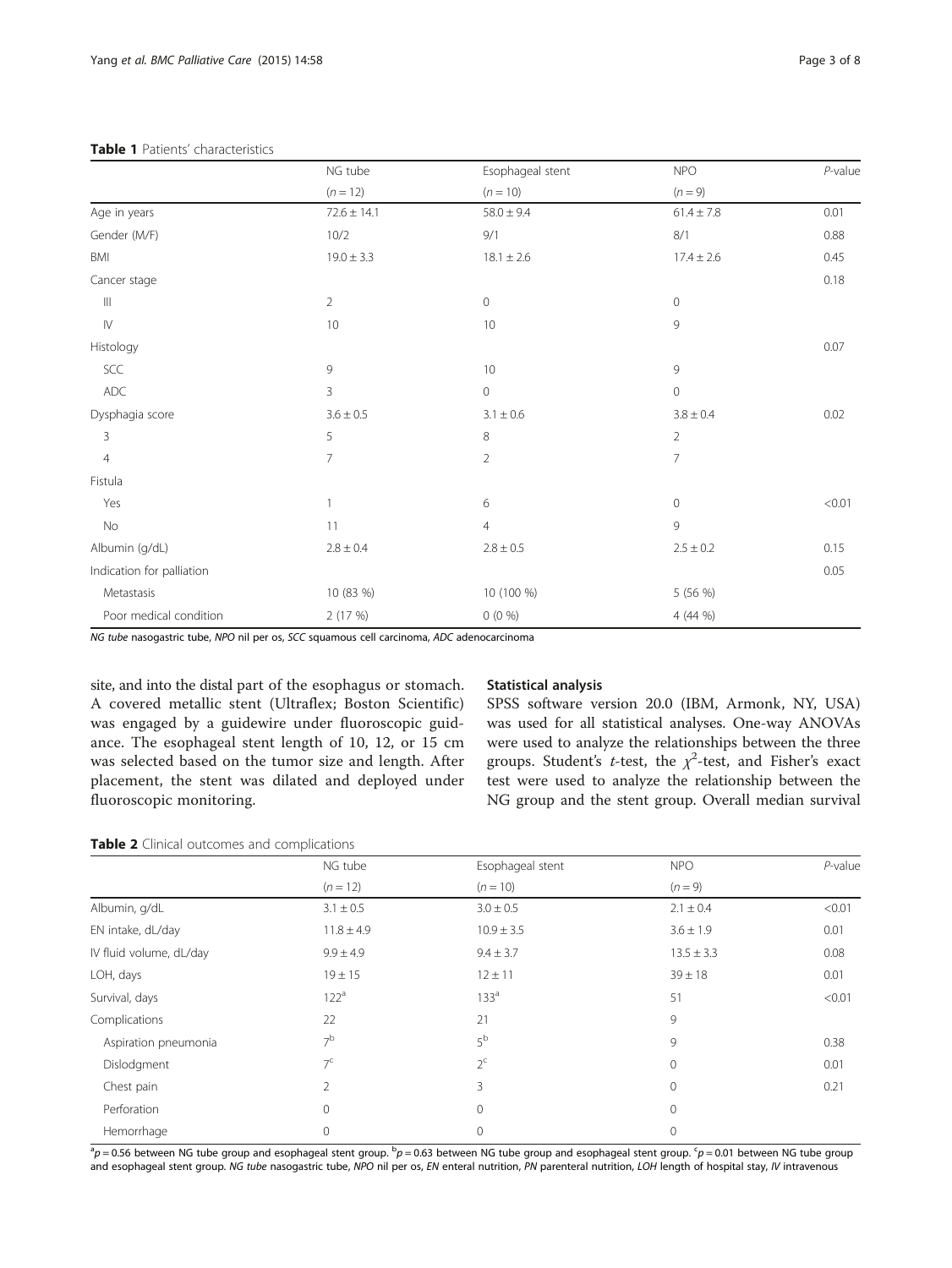**Table 1** Patients' characteristics

| | NG tube | Esophageal stent | NPO | *P*-value |
|---|---|---|---|---|
| | (*n* = 12) | (*n* = 10) | (*n* = 9) | |
| Age in years | 72.6 ± 14.1 | 58.0 ± 9.4 | 61.4 ± 7.8 | 0.01 |
| Gender (M/F) | 10/2 | 9/1 | 8/1 | 0.88 |
| BMI | 19.0 ± 3.3 | 18.1 ± 2.6 | 17.4 ± 2.6 | 0.45 |
| Cancer stage | | | | 0.18 |
| III | 2 | 0 | 0 | |
| IV | 10 | 10 | 9 | |
| Histology | | | | 0.07 |
| SCC | 9 | 10 | 9 | |
| ADC | 3 | 0 | 0 | |
| Dysphagia score | 3.6 ± 0.5 | 3.1 ± 0.6 | 3.8 ± 0.4 | 0.02 |
| 3 | 5 | 8 | 2 | |
| 4 | 7 | 2 | 7 | |
| Fistula | | | | |
| Yes | 1 | 6 | 0 | <0.01 |
| No | 11 | 4 | 9 | |
| Albumin (g/dL) | 2.8 ± 0.4 | 2.8 ± 0.5 | 2.5 ± 0.2 | 0.15 |
| Indication for palliation | | | | 0.05 |
| Metastasis | 10 (83 %) | 10 (100 %) | 5 (56 %) | |
| Poor medical condition | 2 (17 %) | 0 (0 %) | 4 (44 %) | |

*NG tube* nasogastric tube, *NPO* nil per os, *SCC* squamous cell carcinoma, *ADC* adenocarcinoma

site, and into the distal part of the esophagus or stomach. A covered metallic stent (Ultraflex; Boston Scientific) was engaged by a guidewire under fluoroscopic guidance. The esophageal stent length of 10, 12, or 15 cm was selected based on the tumor size and length. After placement, the stent was dilated and deployed under fluoroscopic monitoring.

### Statistical analysis

SPSS software version 20.0 (IBM, Armonk, NY, USA) was used for all statistical analyses. One-way ANOVAs were used to analyze the relationships between the three groups. Student's *t*-test, the $\chi^2$-test, and Fisher's exact test were used to analyze the relationship between the NG group and the stent group. Overall median survival

**Table 2** Clinical outcomes and complications

| | NG tube | Esophageal stent | NPO | *P*-value |
|---|---|---|---|---|
| | (*n* = 12) | (*n* = 10) | (*n* = 9) | |
| Albumin, g/dL | 3.1 ± 0.5 | 3.0 ± 0.5 | 2.1 ± 0.4 | <0.01 |
| EN intake, dL/day | 11.8 ± 4.9 | 10.9 ± 3.5 | 3.6 ± 1.9 | 0.01 |
| IV fluid volume, dL/day | 9.9 ± 4.9 | 9.4 ± 3.7 | 13.5 ± 3.3 | 0.08 |
| LOH, days | 19 ± 15 | 12 ± 11 | 39 ± 18 | 0.01 |
| Survival, days | 122[a] | 133[a] | 51 | <0.01 |
| Complications | 22 | 21 | 9 | |
| Aspiration pneumonia | 7[b] | 5[b] | 9 | 0.38 |
| Dislodgment | 7[c] | 2[c] | 0 | 0.01 |
| Chest pain | 2 | 3 | 0 | 0.21 |
| Perforation | 0 | 0 | 0 | |
| Hemorrhage | 0 | 0 | 0 | |

[a] $p = 0.56$ between NG tube group and esophageal stent group. [b] $p = 0.63$ between NG tube group and esophageal stent group. [c] $p = 0.01$ between NG tube group and esophageal stent group. *NG tube* nasogastric tube, *NPO* nil per os, *EN* enteral nutrition, *PN* parenteral nutrition, *LOH* length of hospital stay, *IV* intravenous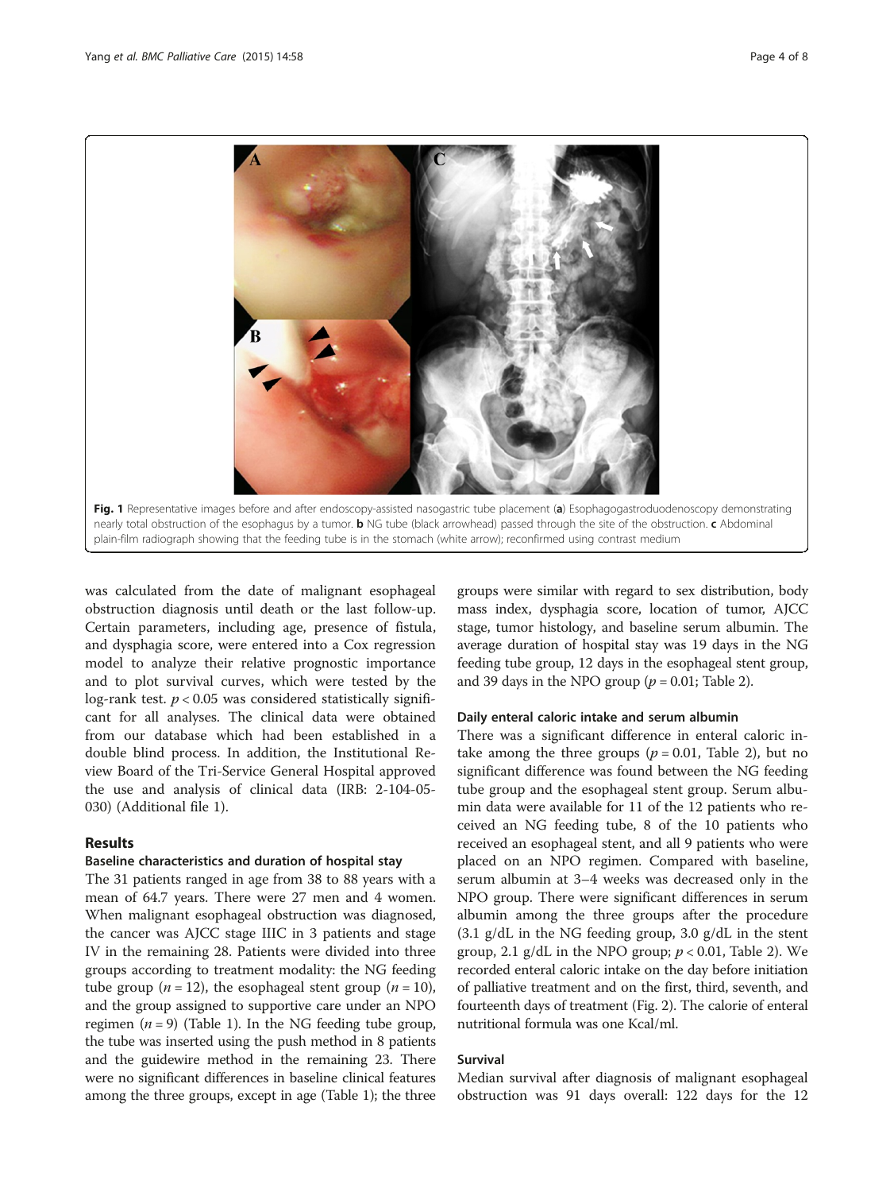Fig. 1 Representative images before and after endoscopy-assisted nasogastric tube placement (**a**) Esophagogastroduodenoscopy demonstrating nearly total obstruction of the esophagus by a tumor. **b** NG tube (black arrowhead) passed through the site of the obstruction. **c** Abdominal plain-film radiograph showing that the feeding tube is in the stomach (white arrow); reconfirmed using contrast medium

was calculated from the date of malignant esophageal obstruction diagnosis until death or the last follow-up. Certain parameters, including age, presence of fistula, and dysphagia score, were entered into a Cox regression model to analyze their relative prognostic importance and to plot survival curves, which were tested by the log-rank test. $p < 0.05$ was considered statistically significant for all analyses. The clinical data were obtained from our database which had been established in a double blind process. In addition, the Institutional Review Board of the Tri-Service General Hospital approved the use and analysis of clinical data (IRB: 2-104-05-030) (Additional file 1).

## Results

### Baseline characteristics and duration of hospital stay

The 31 patients ranged in age from 38 to 88 years with a mean of 64.7 years. There were 27 men and 4 women. When malignant esophageal obstruction was diagnosed, the cancer was AJCC stage IIIC in 3 patients and stage IV in the remaining 28. Patients were divided into three groups according to treatment modality: the NG feeding tube group ($n = 12$), the esophageal stent group ($n = 10$), and the group assigned to supportive care under an NPO regimen ($n = 9$) (Table 1). In the NG feeding tube group, the tube was inserted using the push method in 8 patients and the guidewire method in the remaining 23. There were no significant differences in baseline clinical features among the three groups, except in age (Table 1); the three groups were similar with regard to sex distribution, body mass index, dysphagia score, location of tumor, AJCC stage, tumor histology, and baseline serum albumin. The average duration of hospital stay was 19 days in the NG feeding tube group, 12 days in the esophageal stent group, and 39 days in the NPO group ($p = 0.01$; Table 2).

### Daily enteral caloric intake and serum albumin

There was a significant difference in enteral caloric intake among the three groups ($p = 0.01$, Table 2), but no significant difference was found between the NG feeding tube group and the esophageal stent group. Serum albumin data were available for 11 of the 12 patients who received an NG feeding tube, 8 of the 10 patients who received an esophageal stent, and all 9 patients who were placed on an NPO regimen. Compared with baseline, serum albumin at 3–4 weeks was decreased only in the NPO group. There were significant differences in serum albumin among the three groups after the procedure (3.1 g/dL in the NG feeding group, 3.0 g/dL in the stent group, 2.1 g/dL in the NPO group; $p < 0.01$, Table 2). We recorded enteral caloric intake on the day before initiation of palliative treatment and on the first, third, seventh, and fourteenth days of treatment (Fig. 2). The calorie of enteral nutritional formula was one Kcal/ml.

### Survival

Median survival after diagnosis of malignant esophageal obstruction was 91 days overall: 122 days for the 12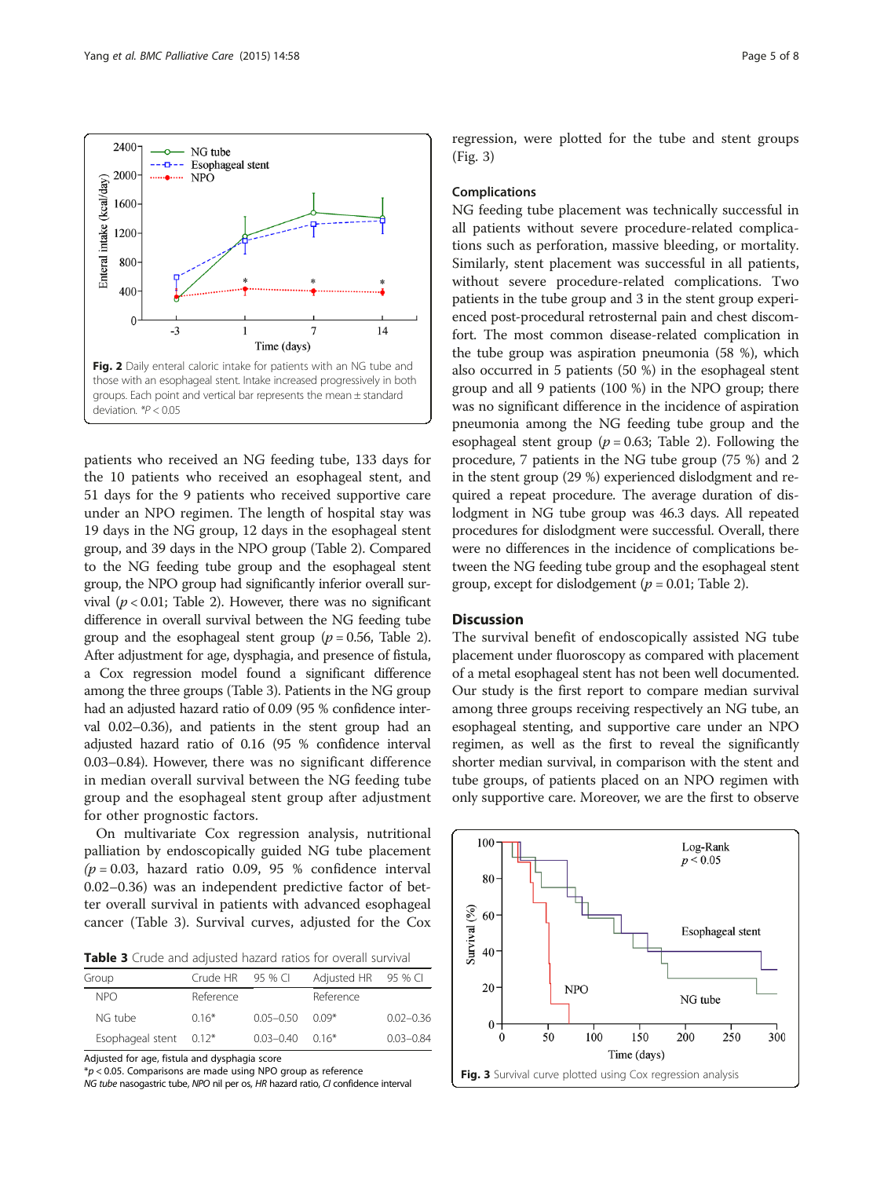Fig. 2 Daily enteral caloric intake for patients with an NG tube and those with an esophageal stent. Intake increased progressively in both groups. Each point and vertical bar represents the mean ± standard deviation. *P < 0.05

patients who received an NG feeding tube, 133 days for the 10 patients who received an esophageal stent, and 51 days for the 9 patients who received supportive care under an NPO regimen. The length of hospital stay was 19 days in the NG group, 12 days in the esophageal stent group, and 39 days in the NPO group (Table 2). Compared to the NG feeding tube group and the esophageal stent group, the NPO group had significantly inferior overall survival ($p < 0.01$; Table 2). However, there was no significant difference in overall survival between the NG feeding tube group and the esophageal stent group ($p = 0.56$, Table 2). After adjustment for age, dysphagia, and presence of fistula, a Cox regression model found a significant difference among the three groups (Table 3). Patients in the NG group had an adjusted hazard ratio of 0.09 (95 % confidence interval 0.02–0.36), and patients in the stent group had an adjusted hazard ratio of 0.16 (95 % confidence interval 0.03–0.84). However, there was no significant difference in median overall survival between the NG feeding tube group and the esophageal stent group after adjustment for other prognostic factors.

On multivariate Cox regression analysis, nutritional palliation by endoscopically guided NG tube placement ($p = 0.03$, hazard ratio 0.09, 95 % confidence interval 0.02–0.36) was an independent predictive factor of better overall survival in patients with advanced esophageal cancer (Table 3). Survival curves, adjusted for the Cox regression, were plotted for the tube and stent groups (Fig. 3)

**Table 3** Crude and adjusted hazard ratios for overall survival

| Group | Crude HR | 95 % CI | Adjusted HR | 95 % CI |
|---|---|---|---|---|
| NPO | Reference | | Reference | |
| NG tube | 0.16* | 0.05–0.50 | 0.09* | 0.02–0.36 |
| Esophageal stent | 0.12* | 0.03–0.40 | 0.16* | 0.03–0.84 |

Adjusted for age, fistula and dysphagia score
*p < 0.05. Comparisons are made using NPO group as reference
*NG tube* nasogastric tube, *NPO* nil per os, *HR* hazard ratio, *CI* confidence interval

### Complications

NG feeding tube placement was technically successful in all patients without severe procedure-related complications such as perforation, massive bleeding, or mortality. Similarly, stent placement was successful in all patients, without severe procedure-related complications. Two patients in the tube group and 3 in the stent group experienced post-procedural retrosternal pain and chest discomfort. The most common disease-related complication in the tube group was aspiration pneumonia (58 %), which also occurred in 5 patients (50 %) in the esophageal stent group and all 9 patients (100 %) in the NPO group; there was no significant difference in the incidence of aspiration pneumonia among the NG feeding tube group and the esophageal stent group ($p = 0.63$; Table 2). Following the procedure, 7 patients in the NG tube group (75 %) and 2 in the stent group (29 %) experienced dislodgment and required a repeat procedure. The average duration of dislodgment in NG tube group was 46.3 days. All repeated procedures for dislodgment were successful. Overall, there were no differences in the incidence of complications between the NG feeding tube group and the esophageal stent group, except for dislodgement ($p = 0.01$; Table 2).

## Discussion

The survival benefit of endoscopically assisted NG tube placement under fluoroscopy as compared with placement of a metal esophageal stent has not been well documented. Our study is the first report to compare median survival among three groups receiving respectively an NG tube, an esophageal stenting, and supportive care under an NPO regimen, as well as the first to reveal the significantly shorter median survival, in comparison with the stent and tube groups, of patients placed on an NPO regimen with only supportive care. Moreover, we are the first to observe

Fig. 3 Survival curve plotted using Cox regression analysis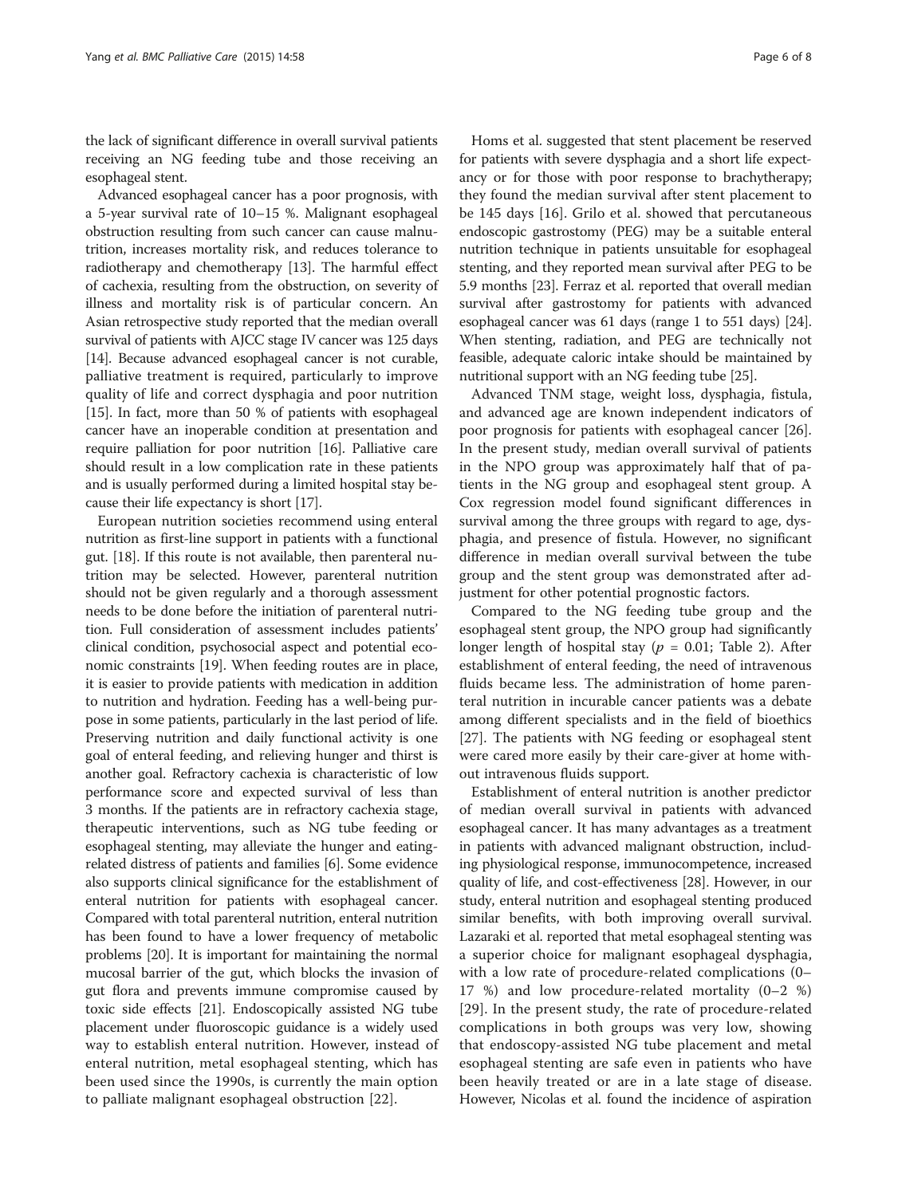the lack of significant difference in overall survival patients receiving an NG feeding tube and those receiving an esophageal stent.

Advanced esophageal cancer has a poor prognosis, with a 5-year survival rate of 10–15 %. Malignant esophageal obstruction resulting from such cancer can cause malnutrition, increases mortality risk, and reduces tolerance to radiotherapy and chemotherapy [13]. The harmful effect of cachexia, resulting from the obstruction, on severity of illness and mortality risk is of particular concern. An Asian retrospective study reported that the median overall survival of patients with AJCC stage IV cancer was 125 days [14]. Because advanced esophageal cancer is not curable, palliative treatment is required, particularly to improve quality of life and correct dysphagia and poor nutrition [15]. In fact, more than 50 % of patients with esophageal cancer have an inoperable condition at presentation and require palliation for poor nutrition [16]. Palliative care should result in a low complication rate in these patients and is usually performed during a limited hospital stay because their life expectancy is short [17].

European nutrition societies recommend using enteral nutrition as first-line support in patients with a functional gut. [18]. If this route is not available, then parenteral nutrition may be selected. However, parenteral nutrition should not be given regularly and a thorough assessment needs to be done before the initiation of parenteral nutrition. Full consideration of assessment includes patients' clinical condition, psychosocial aspect and potential economic constraints [19]. When feeding routes are in place, it is easier to provide patients with medication in addition to nutrition and hydration. Feeding has a well-being purpose in some patients, particularly in the last period of life. Preserving nutrition and daily functional activity is one goal of enteral feeding, and relieving hunger and thirst is another goal. Refractory cachexia is characteristic of low performance score and expected survival of less than 3 months. If the patients are in refractory cachexia stage, therapeutic interventions, such as NG tube feeding or esophageal stenting, may alleviate the hunger and eating-related distress of patients and families [6]. Some evidence also supports clinical significance for the establishment of enteral nutrition for patients with esophageal cancer. Compared with total parenteral nutrition, enteral nutrition has been found to have a lower frequency of metabolic problems [20]. It is important for maintaining the normal mucosal barrier of the gut, which blocks the invasion of gut flora and prevents immune compromise caused by toxic side effects [21]. Endoscopically assisted NG tube placement under fluoroscopic guidance is a widely used way to establish enteral nutrition. However, instead of enteral nutrition, metal esophageal stenting, which has been used since the 1990s, is currently the main option to palliate malignant esophageal obstruction [22].

Homs et al. suggested that stent placement be reserved for patients with severe dysphagia and a short life expectancy or for those with poor response to brachytherapy; they found the median survival after stent placement to be 145 days [16]. Grilo et al. showed that percutaneous endoscopic gastrostomy (PEG) may be a suitable enteral nutrition technique in patients unsuitable for esophageal stenting, and they reported mean survival after PEG to be 5.9 months [23]. Ferraz et al. reported that overall median survival after gastrostomy for patients with advanced esophageal cancer was 61 days (range 1 to 551 days) [24]. When stenting, radiation, and PEG are technically not feasible, adequate caloric intake should be maintained by nutritional support with an NG feeding tube [25].

Advanced TNM stage, weight loss, dysphagia, fistula, and advanced age are known independent indicators of poor prognosis for patients with esophageal cancer [26]. In the present study, median overall survival of patients in the NPO group was approximately half that of patients in the NG group and esophageal stent group. A Cox regression model found significant differences in survival among the three groups with regard to age, dysphagia, and presence of fistula. However, no significant difference in median overall survival between the tube group and the stent group was demonstrated after adjustment for other potential prognostic factors.

Compared to the NG feeding tube group and the esophageal stent group, the NPO group had significantly longer length of hospital stay ($p$ = 0.01; Table 2). After establishment of enteral feeding, the need of intravenous fluids became less. The administration of home parenteral nutrition in incurable cancer patients was a debate among different specialists and in the field of bioethics [27]. The patients with NG feeding or esophageal stent were cared more easily by their care-giver at home without intravenous fluids support.

Establishment of enteral nutrition is another predictor of median overall survival in patients with advanced esophageal cancer. It has many advantages as a treatment in patients with advanced malignant obstruction, including physiological response, immunocompetence, increased quality of life, and cost-effectiveness [28]. However, in our study, enteral nutrition and esophageal stenting produced similar benefits, with both improving overall survival. Lazaraki et al. reported that metal esophageal stenting was a superior choice for malignant esophageal dysphagia, with a low rate of procedure-related complications (0–17 %) and low procedure-related mortality (0–2 %) [29]. In the present study, the rate of procedure-related complications in both groups was very low, showing that endoscopy-assisted NG tube placement and metal esophageal stenting are safe even in patients who have been heavily treated or are in a late stage of disease. However, Nicolas et al. found the incidence of aspiration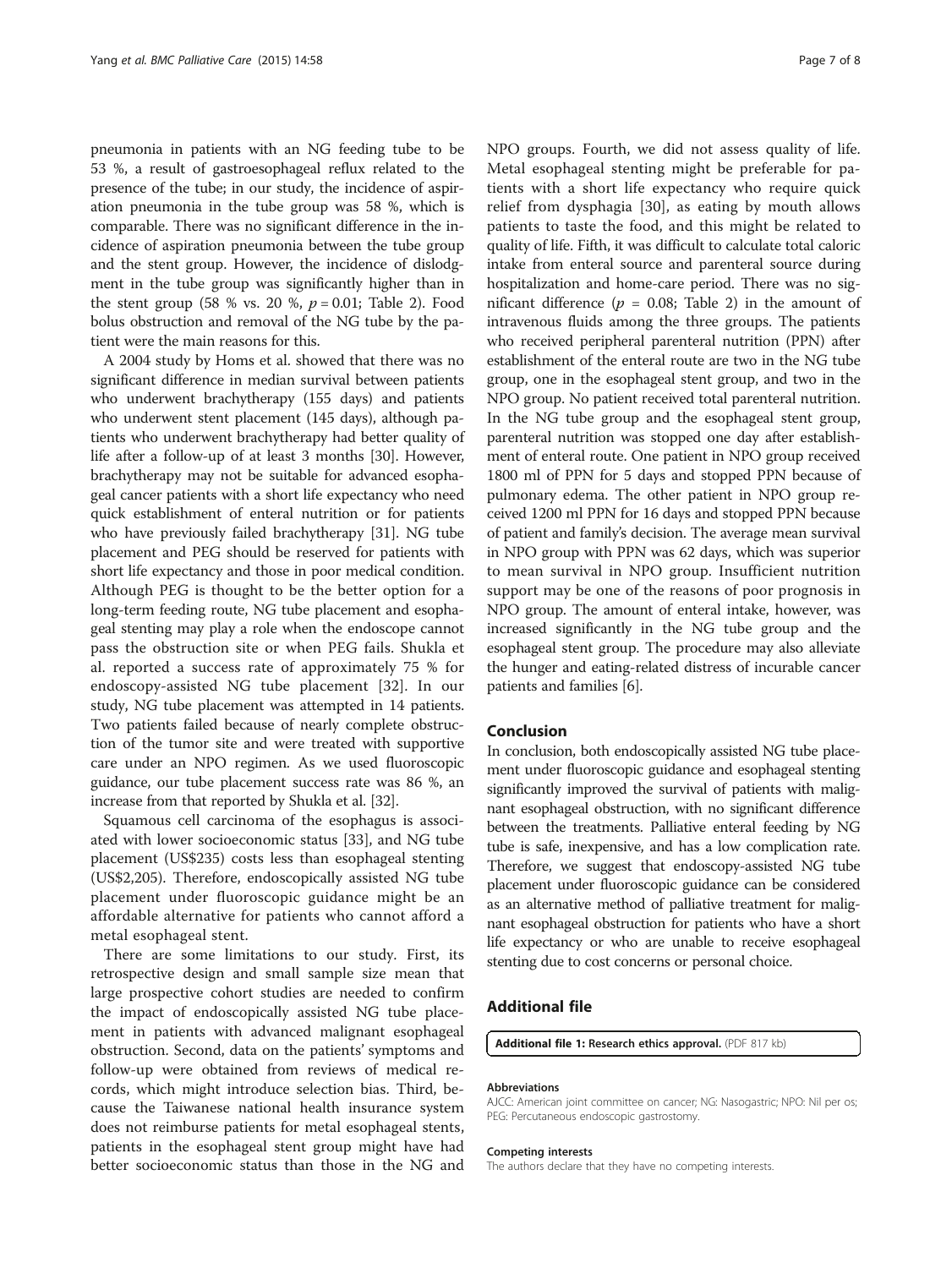pneumonia in patients with an NG feeding tube to be 53 %, a result of gastroesophageal reflux related to the presence of the tube; in our study, the incidence of aspiration pneumonia in the tube group was 58 %, which is comparable. There was no significant difference in the incidence of aspiration pneumonia between the tube group and the stent group. However, the incidence of dislodgment in the tube group was significantly higher than in the stent group (58 % vs. 20 %, $p = 0.01$; Table 2). Food bolus obstruction and removal of the NG tube by the patient were the main reasons for this.

A 2004 study by Homs et al. showed that there was no significant difference in median survival between patients who underwent brachytherapy (155 days) and patients who underwent stent placement (145 days), although patients who underwent brachytherapy had better quality of life after a follow-up of at least 3 months [30]. However, brachytherapy may not be suitable for advanced esophageal cancer patients with a short life expectancy who need quick establishment of enteral nutrition or for patients who have previously failed brachytherapy [31]. NG tube placement and PEG should be reserved for patients with short life expectancy and those in poor medical condition. Although PEG is thought to be the better option for a long-term feeding route, NG tube placement and esophageal stenting may play a role when the endoscope cannot pass the obstruction site or when PEG fails. Shukla et al. reported a success rate of approximately 75 % for endoscopy-assisted NG tube placement [32]. In our study, NG tube placement was attempted in 14 patients. Two patients failed because of nearly complete obstruction of the tumor site and were treated with supportive care under an NPO regimen. As we used fluoroscopic guidance, our tube placement success rate was 86 %, an increase from that reported by Shukla et al. [32].

Squamous cell carcinoma of the esophagus is associated with lower socioeconomic status [33], and NG tube placement (US$235) costs less than esophageal stenting (US$2,205). Therefore, endoscopically assisted NG tube placement under fluoroscopic guidance might be an affordable alternative for patients who cannot afford a metal esophageal stent.

There are some limitations to our study. First, its retrospective design and small sample size mean that large prospective cohort studies are needed to confirm the impact of endoscopically assisted NG tube placement in patients with advanced malignant esophageal obstruction. Second, data on the patients' symptoms and follow-up were obtained from reviews of medical records, which might introduce selection bias. Third, because the Taiwanese national health insurance system does not reimburse patients for metal esophageal stents, patients in the esophageal stent group might have had better socioeconomic status than those in the NG and NPO groups. Fourth, we did not assess quality of life. Metal esophageal stenting might be preferable for patients with a short life expectancy who require quick relief from dysphagia [30], as eating by mouth allows patients to taste the food, and this might be related to quality of life. Fifth, it was difficult to calculate total caloric intake from enteral source and parenteral source during hospitalization and home-care period. There was no significant difference ($p = 0.08$; Table 2) in the amount of intravenous fluids among the three groups. The patients who received peripheral parenteral nutrition (PPN) after establishment of the enteral route are two in the NG tube group, one in the esophageal stent group, and two in the NPO group. No patient received total parenteral nutrition. In the NG tube group and the esophageal stent group, parenteral nutrition was stopped one day after establishment of enteral route. One patient in NPO group received 1800 ml of PPN for 5 days and stopped PPN because of pulmonary edema. The other patient in NPO group received 1200 ml PPN for 16 days and stopped PPN because of patient and family's decision. The average mean survival in NPO group with PPN was 62 days, which was superior to mean survival in NPO group. Insufficient nutrition support may be one of the reasons of poor prognosis in NPO group. The amount of enteral intake, however, was increased significantly in the NG tube group and the esophageal stent group. The procedure may also alleviate the hunger and eating-related distress of incurable cancer patients and families [6].

## Conclusion

In conclusion, both endoscopically assisted NG tube placement under fluoroscopic guidance and esophageal stenting significantly improved the survival of patients with malignant esophageal obstruction, with no significant difference between the treatments. Palliative enteral feeding by NG tube is safe, inexpensive, and has a low complication rate. Therefore, we suggest that endoscopy-assisted NG tube placement under fluoroscopic guidance can be considered as an alternative method of palliative treatment for malignant esophageal obstruction for patients who have a short life expectancy or who are unable to receive esophageal stenting due to cost concerns or personal choice.

## Additional file

**Additional file 1: Research ethics approval.** (PDF 817 kb)

#### Abbreviations

AJCC: American joint committee on cancer; NG: Nasogastric; NPO: Nil per os; PEG: Percutaneous endoscopic gastrostomy.

#### Competing interests

The authors declare that they have no competing interests.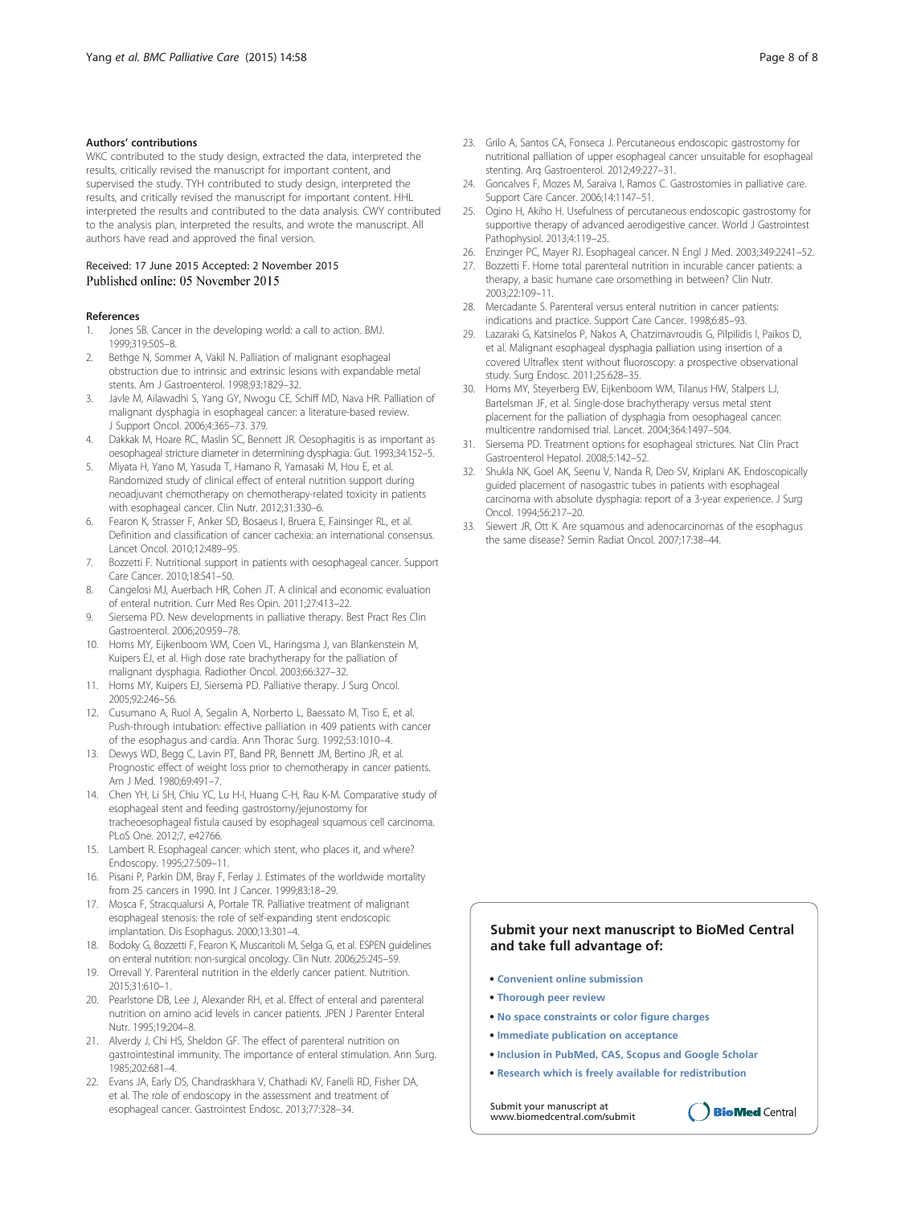### Authors' contributions

WKC contributed to the study design, extracted the data, interpreted the results, critically revised the manuscript for important content, and supervised the study. TYH contributed to study design, interpreted the results, and critically revised the manuscript for important content. HHL interpreted the results and contributed to the data analysis. CWY contributed to the analysis plan, interpreted the results, and wrote the manuscript. All authors have read and approved the final version.

Received: 17 June 2015 Accepted: 2 November 2015
Published online: 05 November 2015

### References

1. Jones SB. Cancer in the developing world: a call to action. BMJ. 1999;319:505–8.
2. Bethge N, Sommer A, Vakil N. Palliation of malignant esophageal obstruction due to intrinsic and extrinsic lesions with expandable metal stents. Am J Gastroenterol. 1998;93:1829–32.
3. Javle M, Ailawadhi S, Yang GY, Nwogu CE, Schiff MD, Nava HR. Palliation of malignant dysphagia in esophageal cancer: a literature-based review. J Support Oncol. 2006;4:365–73. 379.
4. Dakkak M, Hoare RC, Maslin SC, Bennett JR. Oesophagitis is as important as oesophageal stricture diameter in determining dysphagia. Gut. 1993;34:152–5.
5. Miyata H, Yano M, Yasuda T, Hamano R, Yamasaki M, Hou E, et al. Randomized study of clinical effect of enteral nutrition support during neoadjuvant chemotherapy on chemotherapy-related toxicity in patients with esophageal cancer. Clin Nutr. 2012;31:330–6.
6. Fearon K, Strasser F, Anker SD, Bosaeus I, Bruera E, Fainsinger RL, et al. Definition and classification of cancer cachexia: an international consensus. Lancet Oncol. 2010;12:489–95.
7. Bozzetti F. Nutritional support in patients with oesophageal cancer. Support Care Cancer. 2010;18:S41–50.
8. Cangelosi MJ, Auerbach HR, Cohen JT. A clinical and economic evaluation of enteral nutrition. Curr Med Res Opin. 2011;27:413–22.
9. Siersema PD. New developments in palliative therapy. Best Pract Res Clin Gastroenterol. 2006;20:959–78.
10. Homs MY, Eijkenboom WM, Coen VL, Haringsma J, van Blankenstein M, Kuipers EJ, et al. High dose rate brachytherapy for the palliation of malignant dysphagia. Radiother Oncol. 2003;66:327–32.
11. Homs MY, Kuipers EJ, Siersema PD. Palliative therapy. J Surg Oncol. 2005;92:246–56.
12. Cusumano A, Ruol A, Segalin A, Norberto L, Baessato M, Tiso E, et al. Push-through intubation: effective palliation in 409 patients with cancer of the esophagus and cardia. Ann Thorac Surg. 1992;53:1010–4.
13. Dewys WD, Begg C, Lavin PT, Band PR, Bennett JM, Bertino JR, et al. Prognostic effect of weight loss prior to chemotherapy in cancer patients. Am J Med. 1980;69:491–7.
14. Chen YH, Li SH, Chiu YC, Lu H-I, Huang C-H, Rau K-M. Comparative study of esophageal stent and feeding gastrostomy/jejunostomy for tracheoesophageal fistula caused by esophageal squamous cell carcinoma. PLoS One. 2012;7, e42766.
15. Lambert R. Esophageal cancer: which stent, who places it, and where? Endoscopy. 1995;27:509–11.
16. Pisani P, Parkin DM, Bray F, Ferlay J. Estimates of the worldwide mortality from 25 cancers in 1990. Int J Cancer. 1999;83:18–29.
17. Mosca F, Stracqualursi A, Portale TR. Palliative treatment of malignant esophageal stenosis: the role of self-expanding stent endoscopic implantation. Dis Esophagus. 2000;13:301–4.
18. Bodoky G, Bozzetti F, Fearon K, Muscaritoli M, Selga G, et al. ESPEN guidelines on enteral nutrition: non-surgical oncology. Clin Nutr. 2006;25:245–59.
19. Orrevall Y. Parenteral nutrition in the elderly cancer patient. Nutrition. 2015;31:610–1.
20. Pearlstone DB, Lee J, Alexander RH, et al. Effect of enteral and parenteral nutrition on amino acid levels in cancer patients. JPEN J Parenter Enteral Nutr. 1995;19:204–8.
21. Alverdy J, Chi HS, Sheldon GF. The effect of parenteral nutrition on gastrointestinal immunity. The importance of enteral stimulation. Ann Surg. 1985;202:681–4.
22. Evans JA, Early DS, Chandraskhara V, Chathadi KV, Fanelli RD, Fisher DA, et al. The role of endoscopy in the assessment and treatment of esophageal cancer. Gastrointest Endosc. 2013;77:328–34.
23. Grilo A, Santos CA, Fonseca J. Percutaneous endoscopic gastrostomy for nutritional palliation of upper esophageal cancer unsuitable for esophageal stenting. Arq Gastroenterol. 2012;49:227–31.
24. Goncalves F, Mozes M, Saraiva I, Ramos C. Gastrostomies in palliative care. Support Care Cancer. 2006;14:1147–51.
25. Ogino H, Akiho H. Usefulness of percutaneous endoscopic gastrostomy for supportive therapy of advanced aerodigestive cancer. World J Gastrointest Pathophysiol. 2013;4:119–25.
26. Enzinger PC, Mayer RJ. Esophageal cancer. N Engl J Med. 2003;349:2241–52.
27. Bozzetti F. Home total parenteral nutrition in incurable cancer patients: a therapy, a basic humane care orsomething in between? Clin Nutr. 2003;22:109–11.
28. Mercadante S. Parenteral versus enteral nutrition in cancer patients: indications and practice. Support Care Cancer. 1998;6:85–93.
29. Lazaraki G, Katsinelos P, Nakos A, Chatzimavroudis G, Pilpilidis I, Paikos D, et al. Malignant esophageal dysphagia palliation using insertion of a covered Ultraflex stent without fluoroscopy: a prospective observational study. Surg Endosc. 2011;25:628–35.
30. Homs MY, Steyerberg EW, Eijkenboom WM, Tilanus HW, Stalpers LJ, Bartelsman JF, et al. Single-dose brachytherapy versus metal stent placement for the palliation of dysphagia from oesophageal cancer: multicentre randomised trial. Lancet. 2004;364:1497–504.
31. Siersema PD. Treatment options for esophageal strictures. Nat Clin Pract Gastroenterol Hepatol. 2008;5:142–52.
32. Shukla NK, Goel AK, Seenu V, Nanda R, Deo SV, Kriplani AK. Endoscopically guided placement of nasogastric tubes in patients with esophageal carcinoma with absolute dysphagia: report of a 3-year experience. J Surg Oncol. 1994;56:217–20.
33. Siewert JR, Ott K. Are squamous and adenocarcinomas of the esophagus the same disease? Semin Radiat Oncol. 2007;17:38–44.

**Submit your next manuscript to BioMed Central and take full advantage of:**

- Convenient online submission
- Thorough peer review
- No space constraints or color figure charges
- Immediate publication on acceptance
- Inclusion in PubMed, CAS, Scopus and Google Scholar
- Research which is freely available for redistribution

Submit your manuscript at
www.biomedcentral.com/submit

BioMed Central